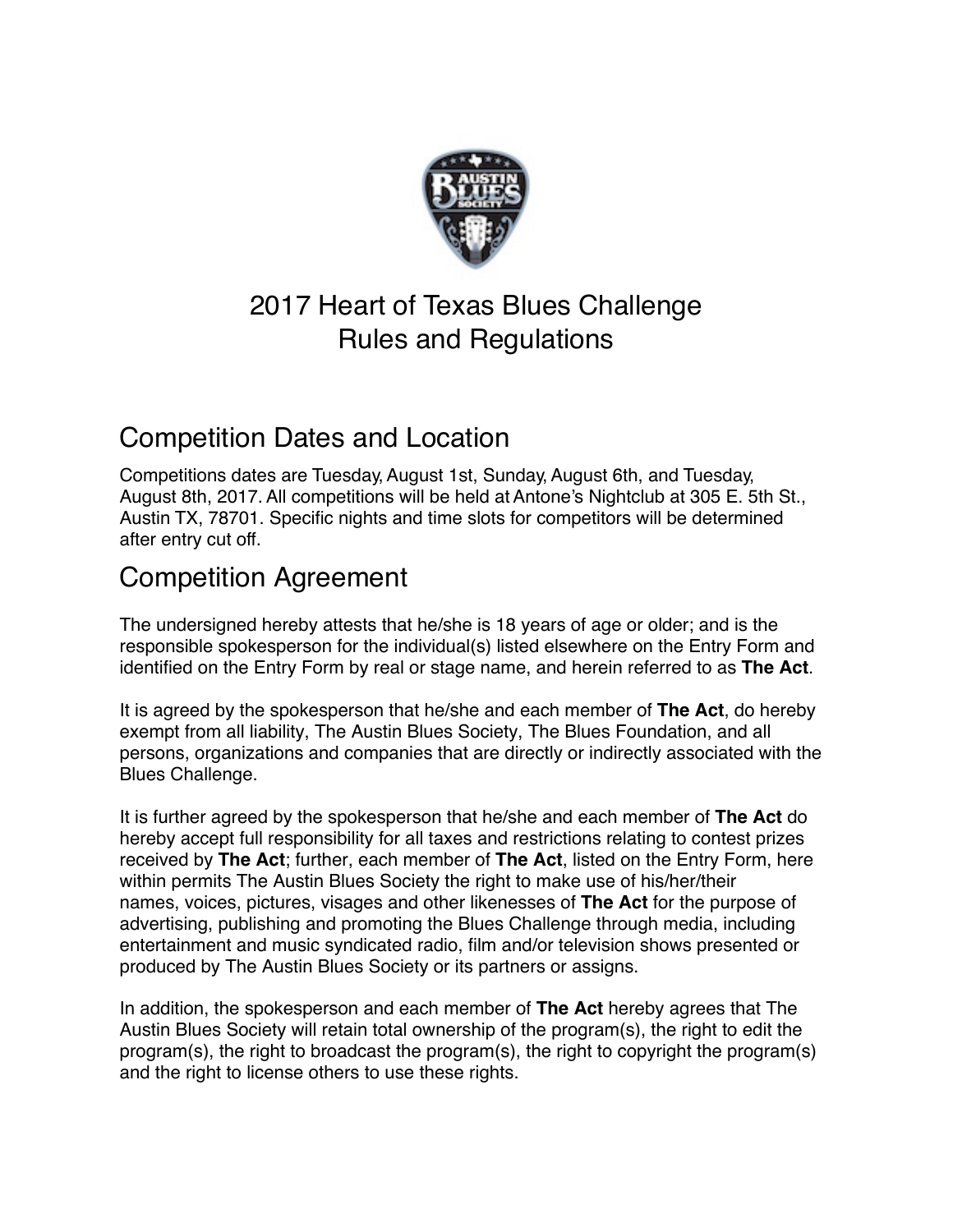# 2017 Heart of Texas Blues Challenge
# Rules and Regulations

## Competition Dates and Location

Competitions dates are Tuesday, August 1st, Sunday, August 6th, and Tuesday, August 8th, 2017. All competitions will be held at Antone's Nightclub at 305 E. 5th St., Austin TX, 78701. Specific nights and time slots for competitors will be determined after entry cut off.

## Competition Agreement

The undersigned hereby attests that he/she is 18 years of age or older; and is the responsible spokesperson for the individual(s) listed elsewhere on the Entry Form and identified on the Entry Form by real or stage name, and herein referred to as **The Act**.

It is agreed by the spokesperson that he/she and each member of **The Act**, do hereby exempt from all liability, The Austin Blues Society, The Blues Foundation, and all persons, organizations and companies that are directly or indirectly associated with the Blues Challenge.

It is further agreed by the spokesperson that he/she and each member of **The Act** do hereby accept full responsibility for all taxes and restrictions relating to contest prizes received by **The Act**; further, each member of **The Act**, listed on the Entry Form, here within permits The Austin Blues Society the right to make use of his/her/their names, voices, pictures, visages and other likenesses of **The Act** for the purpose of advertising, publishing and promoting the Blues Challenge through media, including entertainment and music syndicated radio, film and/or television shows presented or produced by The Austin Blues Society or its partners or assigns.

In addition, the spokesperson and each member of **The Act** hereby agrees that The Austin Blues Society will retain total ownership of the program(s), the right to edit the program(s), the right to broadcast the program(s), the right to copyright the program(s) and the right to license others to use these rights.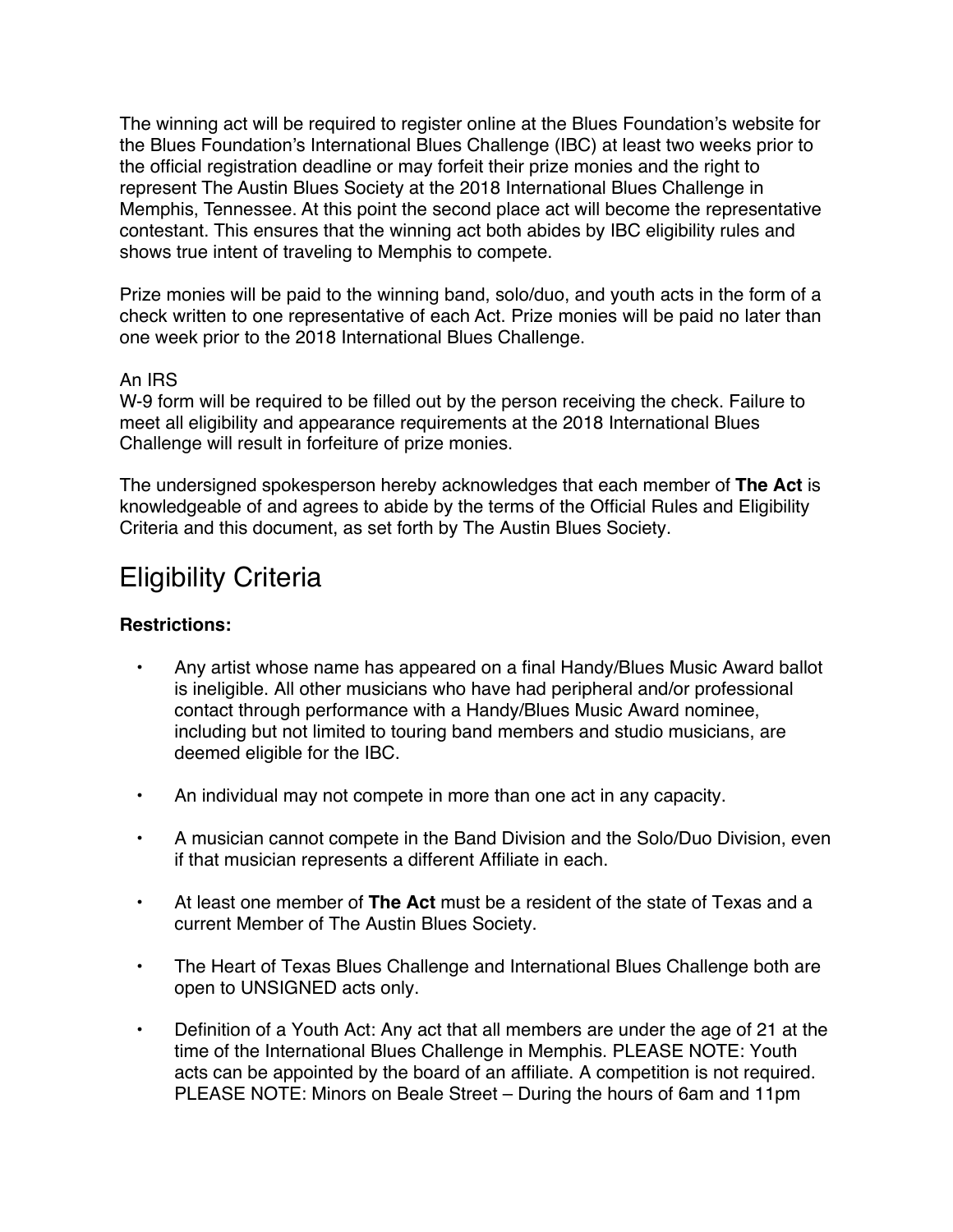The winning act will be required to register online at the Blues Foundation's website for the Blues Foundation's International Blues Challenge (IBC) at least two weeks prior to the official registration deadline or may forfeit their prize monies and the right to represent The Austin Blues Society at the 2018 International Blues Challenge in Memphis, Tennessee. At this point the second place act will become the representative contestant. This ensures that the winning act both abides by IBC eligibility rules and shows true intent of traveling to Memphis to compete.

Prize monies will be paid to the winning band, solo/duo, and youth acts in the form of a check written to one representative of each Act. Prize monies will be paid no later than one week prior to the 2018 International Blues Challenge.

An IRS
W-9 form will be required to be filled out by the person receiving the check. Failure to meet all eligibility and appearance requirements at the 2018 International Blues Challenge will result in forfeiture of prize monies.

The undersigned spokesperson hereby acknowledges that each member of **The Act** is knowledgeable of and agrees to abide by the terms of the Official Rules and Eligibility Criteria and this document, as set forth by The Austin Blues Society.

# Eligibility Criteria

**Restrictions:**

- Any artist whose name has appeared on a final Handy/Blues Music Award ballot is ineligible. All other musicians who have had peripheral and/or professional contact through performance with a Handy/Blues Music Award nominee, including but not limited to touring band members and studio musicians, are deemed eligible for the IBC.
- An individual may not compete in more than one act in any capacity.
- A musician cannot compete in the Band Division and the Solo/Duo Division, even if that musician represents a different Affiliate in each.
- At least one member of **The Act** must be a resident of the state of Texas and a current Member of The Austin Blues Society.
- The Heart of Texas Blues Challenge and International Blues Challenge both are open to UNSIGNED acts only.
- Definition of a Youth Act: Any act that all members are under the age of 21 at the time of the International Blues Challenge in Memphis. PLEASE NOTE: Youth acts can be appointed by the board of an affiliate. A competition is not required. PLEASE NOTE: Minors on Beale Street – During the hours of 6am and 11pm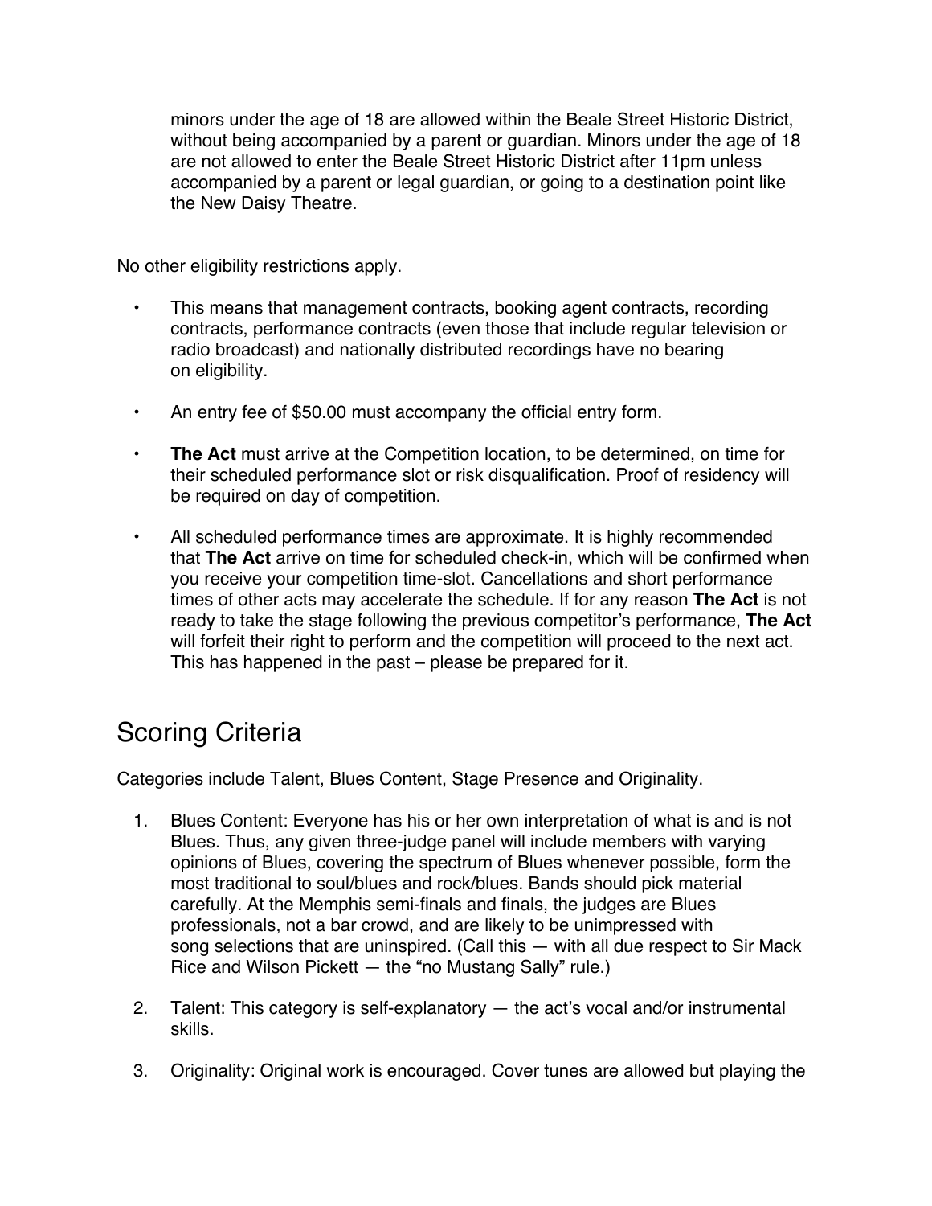minors under the age of 18 are allowed within the Beale Street Historic District, without being accompanied by a parent or guardian. Minors under the age of 18 are not allowed to enter the Beale Street Historic District after 11pm unless accompanied by a parent or legal guardian, or going to a destination point like the New Daisy Theatre.

No other eligibility restrictions apply.

- This means that management contracts, booking agent contracts, recording contracts, performance contracts (even those that include regular television or radio broadcast) and nationally distributed recordings have no bearing on eligibility.
- An entry fee of $50.00 must accompany the official entry form.
- **The Act** must arrive at the Competition location, to be determined, on time for their scheduled performance slot or risk disqualification. Proof of residency will be required on day of competition.
- All scheduled performance times are approximate. It is highly recommended that **The Act** arrive on time for scheduled check-in, which will be confirmed when you receive your competition time-slot. Cancellations and short performance times of other acts may accelerate the schedule. If for any reason **The Act** is not ready to take the stage following the previous competitor's performance, **The Act** will forfeit their right to perform and the competition will proceed to the next act. This has happened in the past – please be prepared for it.

## Scoring Criteria

Categories include Talent, Blues Content, Stage Presence and Originality.

1. Blues Content: Everyone has his or her own interpretation of what is and is not Blues. Thus, any given three-judge panel will include members with varying opinions of Blues, covering the spectrum of Blues whenever possible, form the most traditional to soul/blues and rock/blues. Bands should pick material carefully. At the Memphis semi-finals and finals, the judges are Blues professionals, not a bar crowd, and are likely to be unimpressed with song selections that are uninspired. (Call this — with all due respect to Sir Mack Rice and Wilson Pickett — the "no Mustang Sally" rule.)
2. Talent: This category is self-explanatory — the act's vocal and/or instrumental skills.
3. Originality: Original work is encouraged. Cover tunes are allowed but playing the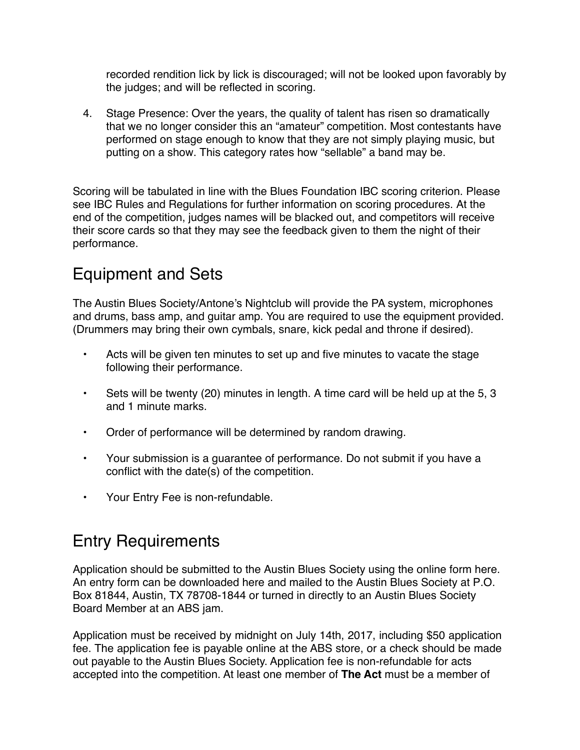recorded rendition lick by lick is discouraged; will not be looked upon favorably by the judges; and will be reflected in scoring.

4. Stage Presence: Over the years, the quality of talent has risen so dramatically that we no longer consider this an "amateur" competition. Most contestants have performed on stage enough to know that they are not simply playing music, but putting on a show. This category rates how "sellable" a band may be.

Scoring will be tabulated in line with the Blues Foundation IBC scoring criterion. Please see IBC Rules and Regulations for further information on scoring procedures. At the end of the competition, judges names will be blacked out, and competitors will receive their score cards so that they may see the feedback given to them the night of their performance.

## Equipment and Sets

The Austin Blues Society/Antone's Nightclub will provide the PA system, microphones and drums, bass amp, and guitar amp. You are required to use the equipment provided. (Drummers may bring their own cymbals, snare, kick pedal and throne if desired).

- Acts will be given ten minutes to set up and five minutes to vacate the stage following their performance.
- Sets will be twenty (20) minutes in length. A time card will be held up at the 5, 3 and 1 minute marks.
- Order of performance will be determined by random drawing.
- Your submission is a guarantee of performance. Do not submit if you have a conflict with the date(s) of the competition.
- Your Entry Fee is non-refundable.

## Entry Requirements

Application should be submitted to the Austin Blues Society using the online form here. An entry form can be downloaded here and mailed to the Austin Blues Society at P.O. Box 81844, Austin, TX 78708-1844 or turned in directly to an Austin Blues Society Board Member at an ABS jam.

Application must be received by midnight on July 14th, 2017, including $50 application fee. The application fee is payable online at the ABS store, or a check should be made out payable to the Austin Blues Society. Application fee is non-refundable for acts accepted into the competition. At least one member of **The Act** must be a member of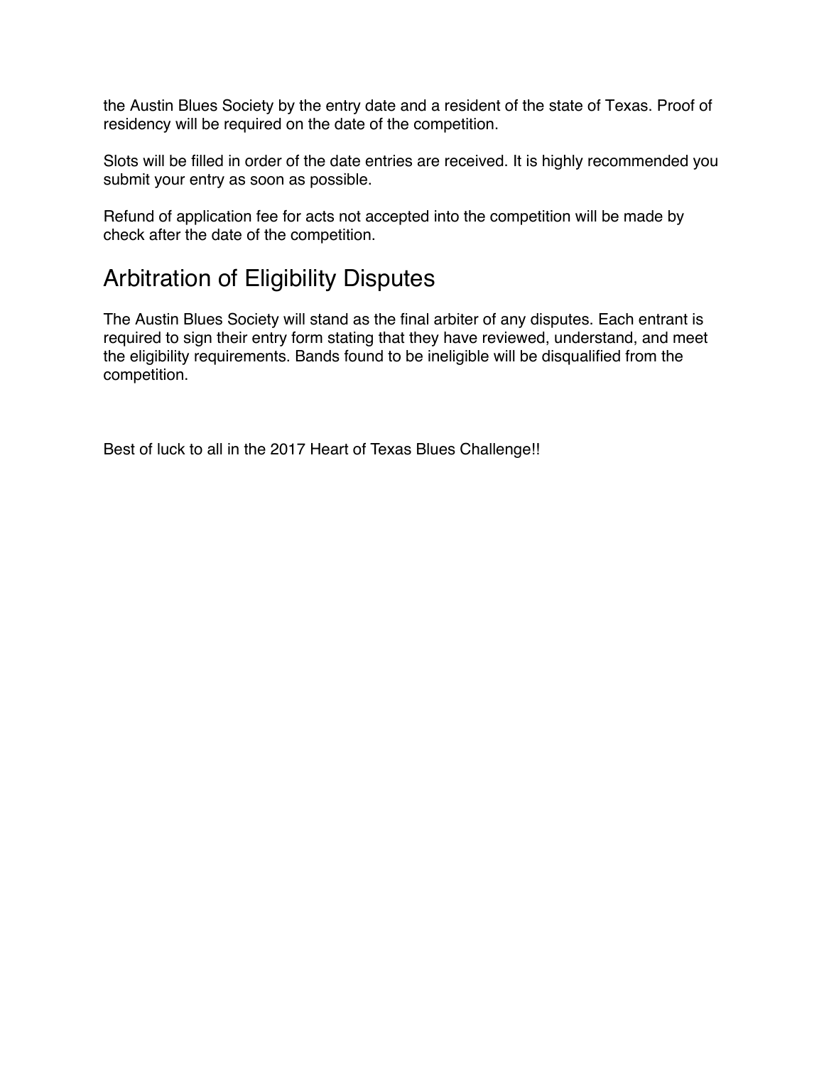the Austin Blues Society by the entry date and a resident of the state of Texas. Proof of residency will be required on the date of the competition.

Slots will be filled in order of the date entries are received. It is highly recommended you submit your entry as soon as possible.

Refund of application fee for acts not accepted into the competition will be made by check after the date of the competition.

## Arbitration of Eligibility Disputes

The Austin Blues Society will stand as the final arbiter of any disputes. Each entrant is required to sign their entry form stating that they have reviewed, understand, and meet the eligibility requirements. Bands found to be ineligible will be disqualified from the competition.

Best of luck to all in the 2017 Heart of Texas Blues Challenge!!